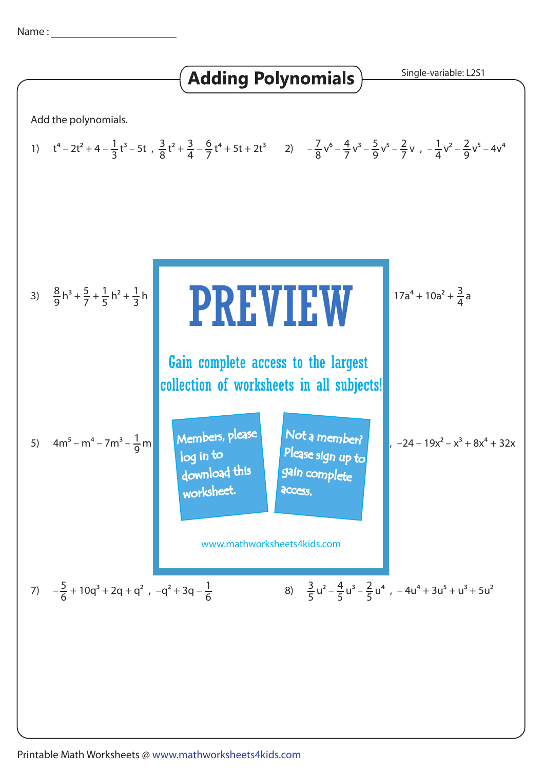Name : ______________________

# Adding Polynomials

Single-variable: L2S1

Add the polynomials.

1) $t^4 - 2t^2 + 4 - \frac{1}{3}t^3 - 5t$ , $\frac{3}{8}t^2 + \frac{3}{4} - \frac{6}{7}t^4 + 5t + 2t^3$

2) $-\frac{7}{8}v^6 - \frac{4}{7}v^3 - \frac{5}{9}v^5 - \frac{2}{7}v$ , $-\frac{1}{4}v^2 - \frac{2}{9}v^5 - 4v^4$

3) $\frac{8}{9}h^3 + \frac{5}{7} + \frac{1}{5}h^2 + \frac{1}{3}h$

$17a^4 + 10a^2 + \frac{3}{4}a$

**PREVIEW**

Gain complete access to the largest collection of worksheets in all subjects!

Members, please log in to download this worksheet.

Not a member? Please sign up to gain complete access.

www.mathworksheets4kids.com

5) $4m^5 - m^4 - 7m^3 - \frac{1}{9}m$

, $-24 - 19x^2 - x^3 + 8x^4 + 32x$

7) $-\frac{5}{6} + 10q^3 + 2q + q^2$ , $-q^2 + 3q - \frac{1}{6}$

8) $\frac{3}{5}u^2 - \frac{4}{5}u^3 - \frac{2}{5}u^4$ , $-4u^4 + 3u^5 + u^3 + 5u^2$

Printable Math Worksheets @ www.mathworksheets4kids.com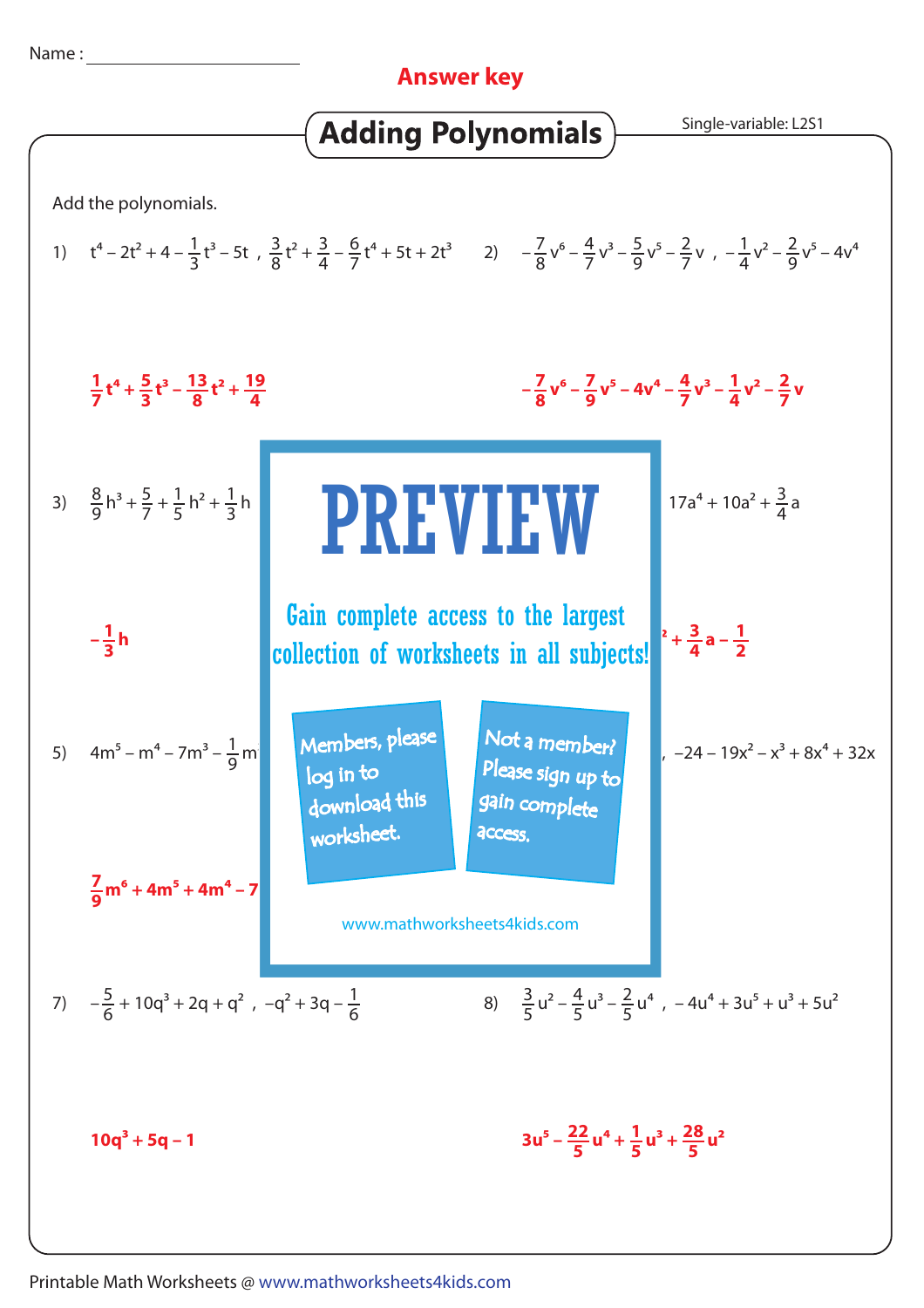Name : ____________________

**Answer key**

# Adding Polynomials

Single-variable: L2S1

Add the polynomials.

1) $t^4 - 2t^2 + 4 - \frac{1}{3}t^3 - 5t \;,\; \frac{3}{8}t^2 + \frac{3}{4} - \frac{6}{7}t^4 + 5t + 2t^3$

**$\frac{1}{7}t^4 + \frac{5}{3}t^3 - \frac{13}{8}t^2 + \frac{19}{4}$**

2) $-\frac{7}{8}v^6 - \frac{4}{7}v^3 - \frac{5}{9}v^5 - \frac{2}{7}v \;,\; -\frac{1}{4}v^2 - \frac{2}{9}v^5 - 4v^4$

**$-\frac{7}{8}v^6 - \frac{7}{9}v^5 - 4v^4 - \frac{4}{7}v^3 - \frac{1}{4}v^2 - \frac{2}{7}v$**

3) $\frac{8}{9}h^3 + \frac{5}{7} + \frac{1}{5}h^2 + \frac{1}{3}h$

**$-\frac{1}{3}h$**

4) $17a^4 + 10a^2 + \frac{3}{4}a$

**$^2 + \frac{3}{4}a - \frac{1}{2}$**

5) $4m^5 - m^4 - 7m^3 - \frac{1}{9}m$

**$\frac{7}{9}m^6 + 4m^5 + 4m^4 - 7$**

6) $, -24 - 19x^2 - x^3 + 8x^4 + 32x$

PREVIEW

Gain complete access to the largest collection of worksheets in all subjects!

Members, please log in to download this worksheet.

Not a member? Please sign up to gain complete access.

www.mathworksheets4kids.com

7) $-\frac{5}{6} + 10q^3 + 2q + q^2 \;,\; -q^2 + 3q - \frac{1}{6}$

**$10q^3 + 5q - 1$**

8) $\frac{3}{5}u^2 - \frac{4}{5}u^3 - \frac{2}{5}u^4 \;,\; -4u^4 + 3u^5 + u^3 + 5u^2$

**$3u^5 - \frac{22}{5}u^4 + \frac{1}{5}u^3 + \frac{28}{5}u^2$**

Printable Math Worksheets @ www.mathworksheets4kids.com